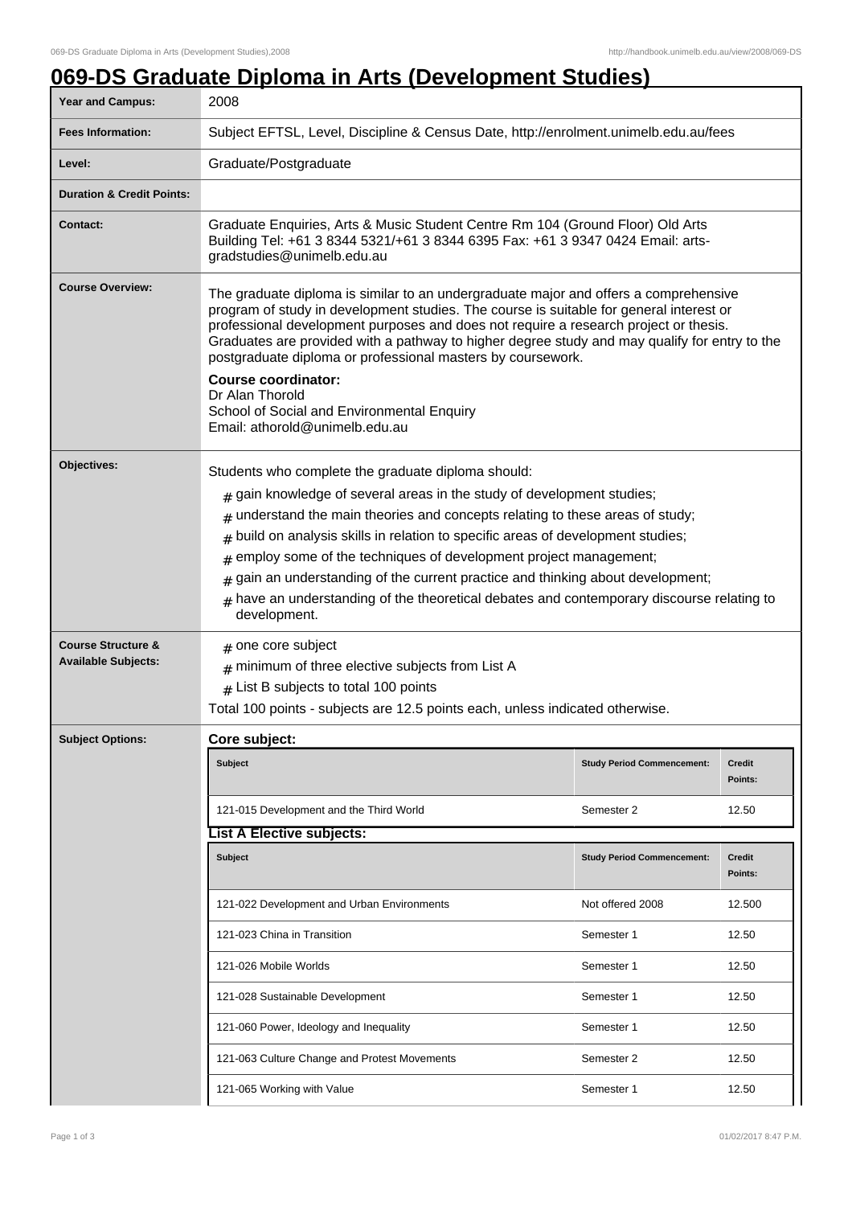# 069-DS Graduate Diploma in Arts (Development Studies)

| | |
|---|---|
| **Year and Campus:** | 2008 |
| **Fees Information:** | Subject EFTSL, Level, Discipline & Census Date, http://enrolment.unimelb.edu.au/fees |
| **Level:** | Graduate/Postgraduate |
| **Duration & Credit Points:** | |
| **Contact:** | Graduate Enquiries, Arts & Music Student Centre Rm 104 (Ground Floor) Old Arts Building Tel: +61 3 8344 5321/+61 3 8344 6395 Fax: +61 3 9347 0424 Email: arts-gradstudies@unimelb.edu.au |

**Course Overview:**

The graduate diploma is similar to an undergraduate major and offers a comprehensive program of study in development studies. The course is suitable for general interest or professional development purposes and does not require a research project or thesis. Graduates are provided with a pathway to higher degree study and may qualify for entry to the postgraduate diploma or professional masters by coursework.

**Course coordinator:**
Dr Alan Thorold
School of Social and Environmental Enquiry
Email: athorold@unimelb.edu.au

**Objectives:**

Students who complete the graduate diploma should:

- gain knowledge of several areas in the study of development studies;
- understand the main theories and concepts relating to these areas of study;
- build on analysis skills in relation to specific areas of development studies;
- employ some of the techniques of development project management;
- gain an understanding of the current practice and thinking about development;
- have an understanding of the theoretical debates and contemporary discourse relating to development.

**Course Structure & Available Subjects:**

- one core subject
- minimum of three elective subjects from List A
- List B subjects to total 100 points

Total 100 points - subjects are 12.5 points each, unless indicated otherwise.

**Subject Options:**

**Core subject:**

| Subject | Study Period Commencement: | Credit Points: |
|---|---|---|
| 121-015 Development and the Third World | Semester 2 | 12.50 |

**List A Elective subjects:**

| Subject | Study Period Commencement: | Credit Points: |
|---|---|---|
| 121-022 Development and Urban Environments | Not offered 2008 | 12.500 |
| 121-023 China in Transition | Semester 1 | 12.50 |
| 121-026 Mobile Worlds | Semester 1 | 12.50 |
| 121-028 Sustainable Development | Semester 1 | 12.50 |
| 121-060 Power, Ideology and Inequality | Semester 1 | 12.50 |
| 121-063 Culture Change and Protest Movements | Semester 2 | 12.50 |
| 121-065 Working with Value | Semester 1 | 12.50 |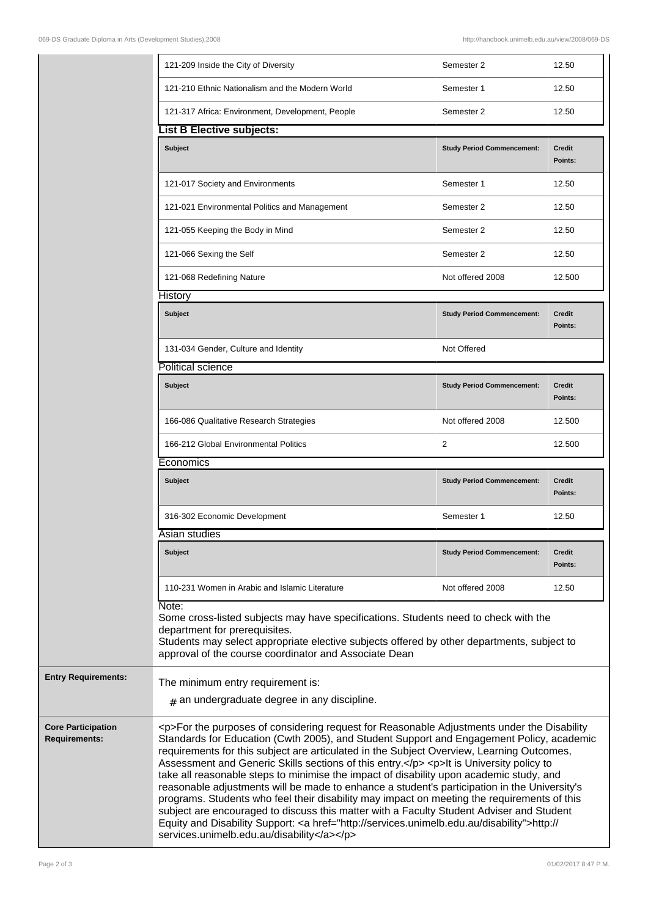| | | |
|---|---|---|
| 121-209 Inside the City of Diversity | Semester 2 | 12.50 |
| 121-210 Ethnic Nationalism and the Modern World | Semester 1 | 12.50 |
| 121-317 Africa: Environment, Development, People | Semester 2 | 12.50 |

**List B Elective subjects:**

| Subject | Study Period Commencement: | Credit Points: |
|---|---|---|
| 121-017 Society and Environments | Semester 1 | 12.50 |
| 121-021 Environmental Politics and Management | Semester 2 | 12.50 |
| 121-055 Keeping the Body in Mind | Semester 2 | 12.50 |
| 121-066 Sexing the Self | Semester 2 | 12.50 |
| 121-068 Redefining Nature | Not offered 2008 | 12.500 |

History

| Subject | Study Period Commencement: | Credit Points: |
|---|---|---|
| 131-034 Gender, Culture and Identity | Not Offered | |

Political science

| Subject | Study Period Commencement: | Credit Points: |
|---|---|---|
| 166-086 Qualitative Research Strategies | Not offered 2008 | 12.500 |
| 166-212 Global Environmental Politics | 2 | 12.500 |

Economics

| Subject | Study Period Commencement: | Credit Points: |
|---|---|---|
| 316-302 Economic Development | Semester 1 | 12.50 |

Asian studies

| Subject | Study Period Commencement: | Credit Points: |
|---|---|---|
| 110-231 Women in Arabic and Islamic Literature | Not offered 2008 | 12.50 |

Note:
Some cross-listed subjects may have specifications. Students need to check with the department for prerequisites.
Students may select appropriate elective subjects offered by other departments, subject to approval of the course coordinator and Associate Dean

**Entry Requirements:**

The minimum entry requirement is:

# an undergraduate degree in any discipline.

**Core Participation Requirements:**

<p>For the purposes of considering request for Reasonable Adjustments under the Disability Standards for Education (Cwth 2005), and Student Support and Engagement Policy, academic requirements for this subject are articulated in the Subject Overview, Learning Outcomes, Assessment and Generic Skills sections of this entry.</p> <p>It is University policy to take all reasonable steps to minimise the impact of disability upon academic study, and reasonable adjustments will be made to enhance a student's participation in the University's programs. Students who feel their disability may impact on meeting the requirements of this subject are encouraged to discuss this matter with a Faculty Student Adviser and Student Equity and Disability Support: <a href="http://services.unimelb.edu.au/disability">http://services.unimelb.edu.au/disability</a></p>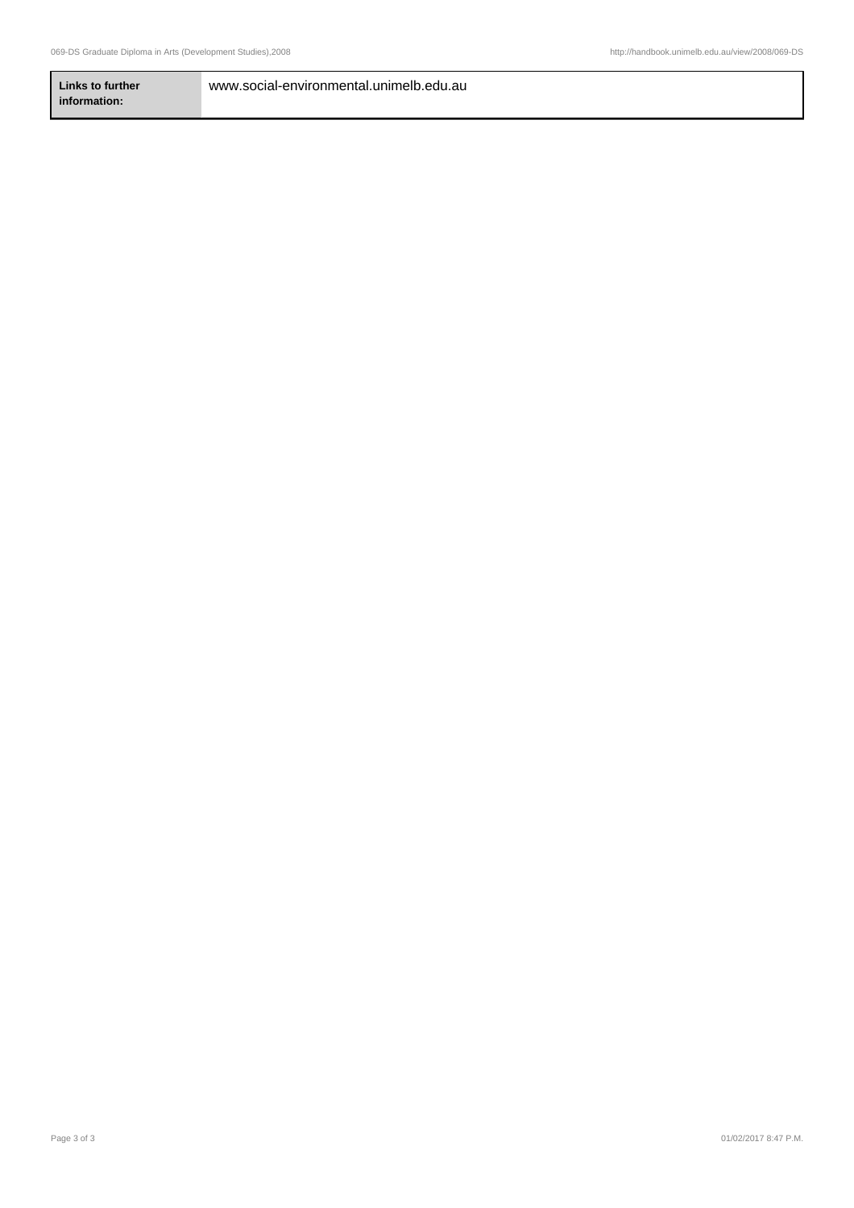| | |
|---|---|
| **Links to further information:** | www.social-environmental.unimelb.edu.au |